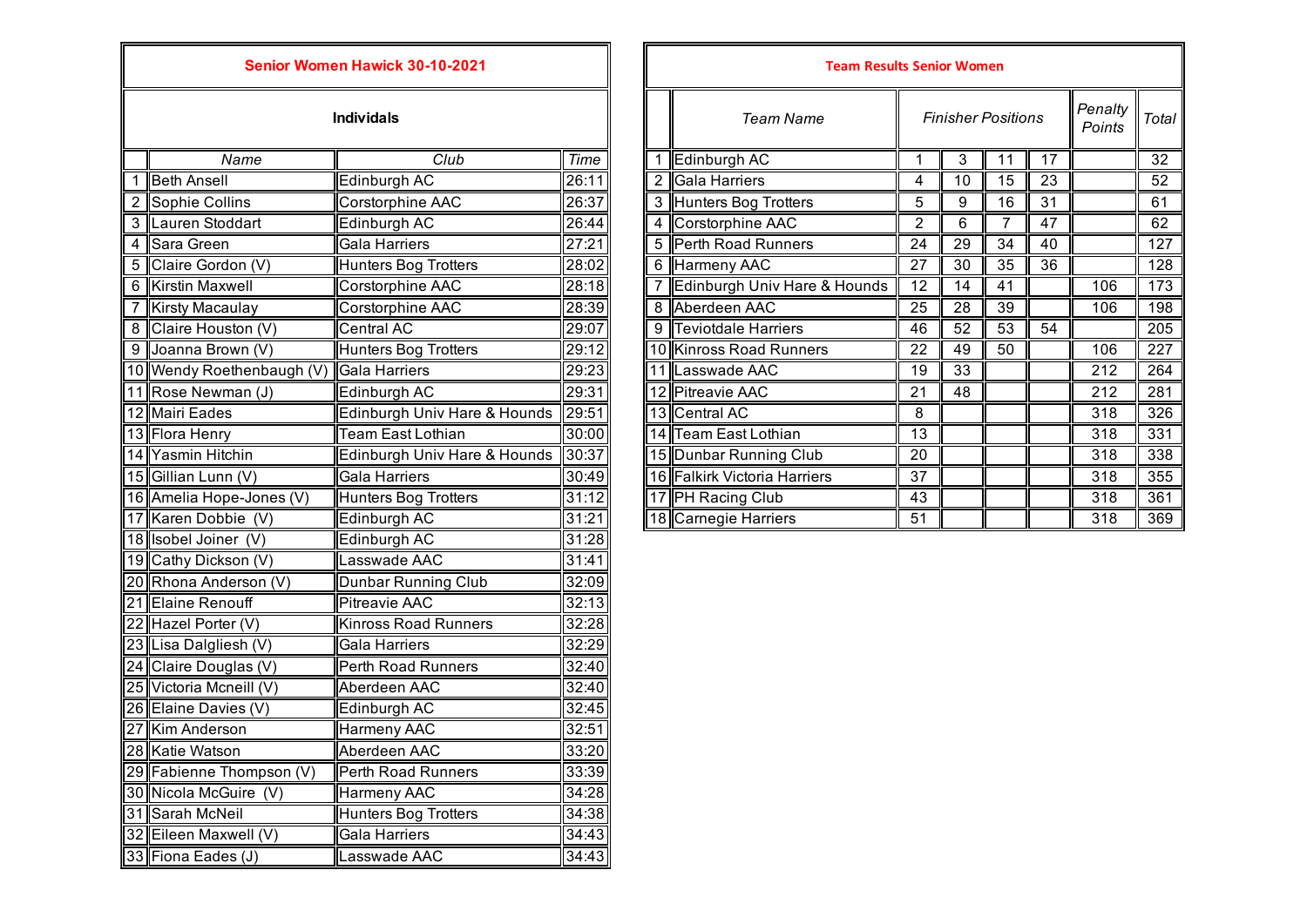## Senior Women Hawick 30-10-2021

### Individals

| | Name | Club | Time |
|---|---|---|---|
| 1 | Beth Ansell | Edinburgh AC | 26:11 |
| 2 | Sophie Collins | Corstorphine AAC | 26:37 |
| 3 | Lauren Stoddart | Edinburgh AC | 26:44 |
| 4 | Sara Green | Gala Harriers | 27:21 |
| 5 | Claire Gordon (V) | Hunters Bog Trotters | 28:02 |
| 6 | Kirstin Maxwell | Corstorphine AAC | 28:18 |
| 7 | Kirsty Macaulay | Corstorphine AAC | 28:39 |
| 8 | Claire Houston (V) | Central AC | 29:07 |
| 9 | Joanna Brown (V) | Hunters Bog Trotters | 29:12 |
| 10 | Wendy Roethenbaugh (V) | Gala Harriers | 29:23 |
| 11 | Rose Newman (J) | Edinburgh AC | 29:31 |
| 12 | Mairi Eades | Edinburgh Univ Hare & Hounds | 29:51 |
| 13 | Flora Henry | Team East Lothian | 30:00 |
| 14 | Yasmin Hitchin | Edinburgh Univ Hare & Hounds | 30:37 |
| 15 | Gillian Lunn (V) | Gala Harriers | 30:49 |
| 16 | Amelia Hope-Jones (V) | Hunters Bog Trotters | 31:12 |
| 17 | Karen Dobbie (V) | Edinburgh AC | 31:21 |
| 18 | Isobel Joiner (V) | Edinburgh AC | 31:28 |
| 19 | Cathy Dickson (V) | Lasswade AAC | 31:41 |
| 20 | Rhona Anderson (V) | Dunbar Running Club | 32:09 |
| 21 | Elaine Renouff | Pitreavie AAC | 32:13 |
| 22 | Hazel Porter (V) | Kinross Road Runners | 32:28 |
| 23 | Lisa Dalgliesh (V) | Gala Harriers | 32:29 |
| 24 | Claire Douglas (V) | Perth Road Runners | 32:40 |
| 25 | Victoria Mcneill (V) | Aberdeen AAC | 32:40 |
| 26 | Elaine Davies (V) | Edinburgh AC | 32:45 |
| 27 | Kim Anderson | Harmeny AAC | 32:51 |
| 28 | Katie Watson | Aberdeen AAC | 33:20 |
| 29 | Fabienne Thompson (V) | Perth Road Runners | 33:39 |
| 30 | Nicola McGuire (V) | Harmeny AAC | 34:28 |
| 31 | Sarah McNeil | Hunters Bog Trotters | 34:38 |
| 32 | Eileen Maxwell (V) | Gala Harriers | 34:43 |
| 33 | Fiona Eades (J) | Lasswade AAC | 34:43 |

## Team Results Senior Women

| | Team Name | Finisher Positions | | | | Penalty Points | Total |
|---|---|---|---|---|---|---|---|
| 1 | Edinburgh AC | 1 | 3 | 11 | 17 | | 32 |
| 2 | Gala Harriers | 4 | 10 | 15 | 23 | | 52 |
| 3 | Hunters Bog Trotters | 5 | 9 | 16 | 31 | | 61 |
| 4 | Corstorphine AAC | 2 | 6 | 7 | 47 | | 62 |
| 5 | Perth Road Runners | 24 | 29 | 34 | 40 | | 127 |
| 6 | Harmeny AAC | 27 | 30 | 35 | 36 | | 128 |
| 7 | Edinburgh Univ Hare & Hounds | 12 | 14 | 41 | | 106 | 173 |
| 8 | Aberdeen AAC | 25 | 28 | 39 | | 106 | 198 |
| 9 | Teviotdale Harriers | 46 | 52 | 53 | 54 | | 205 |
| 10 | Kinross Road Runners | 22 | 49 | 50 | | 106 | 227 |
| 11 | Lasswade AAC | 19 | 33 | | | 212 | 264 |
| 12 | Pitreavie AAC | 21 | 48 | | | 212 | 281 |
| 13 | Central AC | 8 | | | | 318 | 326 |
| 14 | Team East Lothian | 13 | | | | 318 | 331 |
| 15 | Dunbar Running Club | 20 | | | | 318 | 338 |
| 16 | Falkirk Victoria Harriers | 37 | | | | 318 | 355 |
| 17 | PH Racing Club | 43 | | | | 318 | 361 |
| 18 | Carnegie Harriers | 51 | | | | 318 | 369 |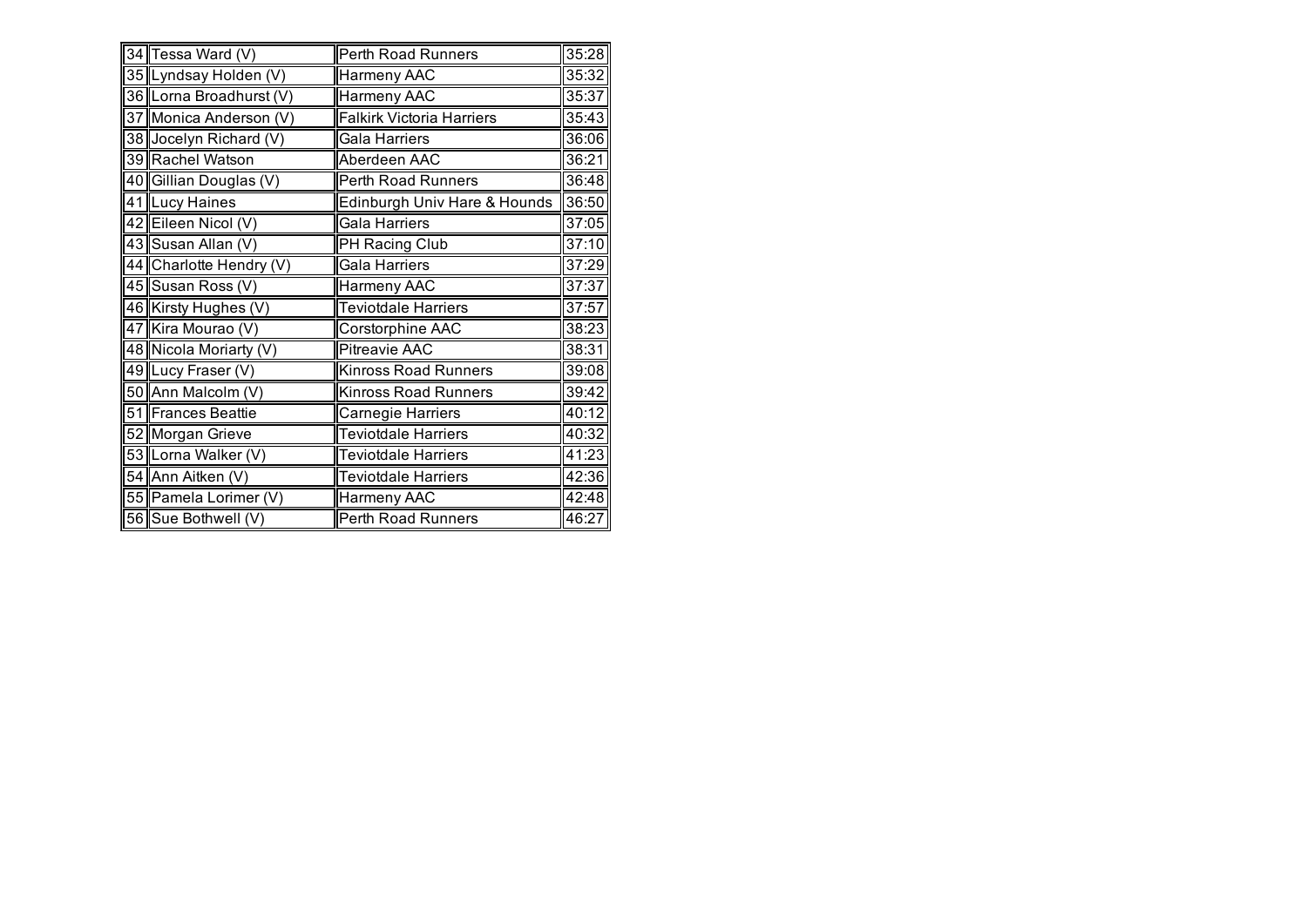| | | | |
|---|---|---|---|
| 34 | Tessa Ward (V) | Perth Road Runners | 35:28 |
| 35 | Lyndsay Holden (V) | Harmeny AAC | 35:32 |
| 36 | Lorna Broadhurst (V) | Harmeny AAC | 35:37 |
| 37 | Monica Anderson (V) | Falkirk Victoria Harriers | 35:43 |
| 38 | Jocelyn Richard (V) | Gala Harriers | 36:06 |
| 39 | Rachel Watson | Aberdeen AAC | 36:21 |
| 40 | Gillian Douglas (V) | Perth Road Runners | 36:48 |
| 41 | Lucy Haines | Edinburgh Univ Hare & Hounds | 36:50 |
| 42 | Eileen Nicol (V) | Gala Harriers | 37:05 |
| 43 | Susan Allan (V) | PH Racing Club | 37:10 |
| 44 | Charlotte Hendry (V) | Gala Harriers | 37:29 |
| 45 | Susan Ross (V) | Harmeny AAC | 37:37 |
| 46 | Kirsty Hughes (V) | Teviotdale Harriers | 37:57 |
| 47 | Kira Mourao (V) | Corstorphine AAC | 38:23 |
| 48 | Nicola Moriarty (V) | Pitreavie AAC | 38:31 |
| 49 | Lucy Fraser (V) | Kinross Road Runners | 39:08 |
| 50 | Ann Malcolm (V) | Kinross Road Runners | 39:42 |
| 51 | Frances Beattie | Carnegie Harriers | 40:12 |
| 52 | Morgan Grieve | Teviotdale Harriers | 40:32 |
| 53 | Lorna Walker (V) | Teviotdale Harriers | 41:23 |
| 54 | Ann Aitken (V) | Teviotdale Harriers | 42:36 |
| 55 | Pamela Lorimer (V) | Harmeny AAC | 42:48 |
| 56 | Sue Bothwell (V) | Perth Road Runners | 46:27 |